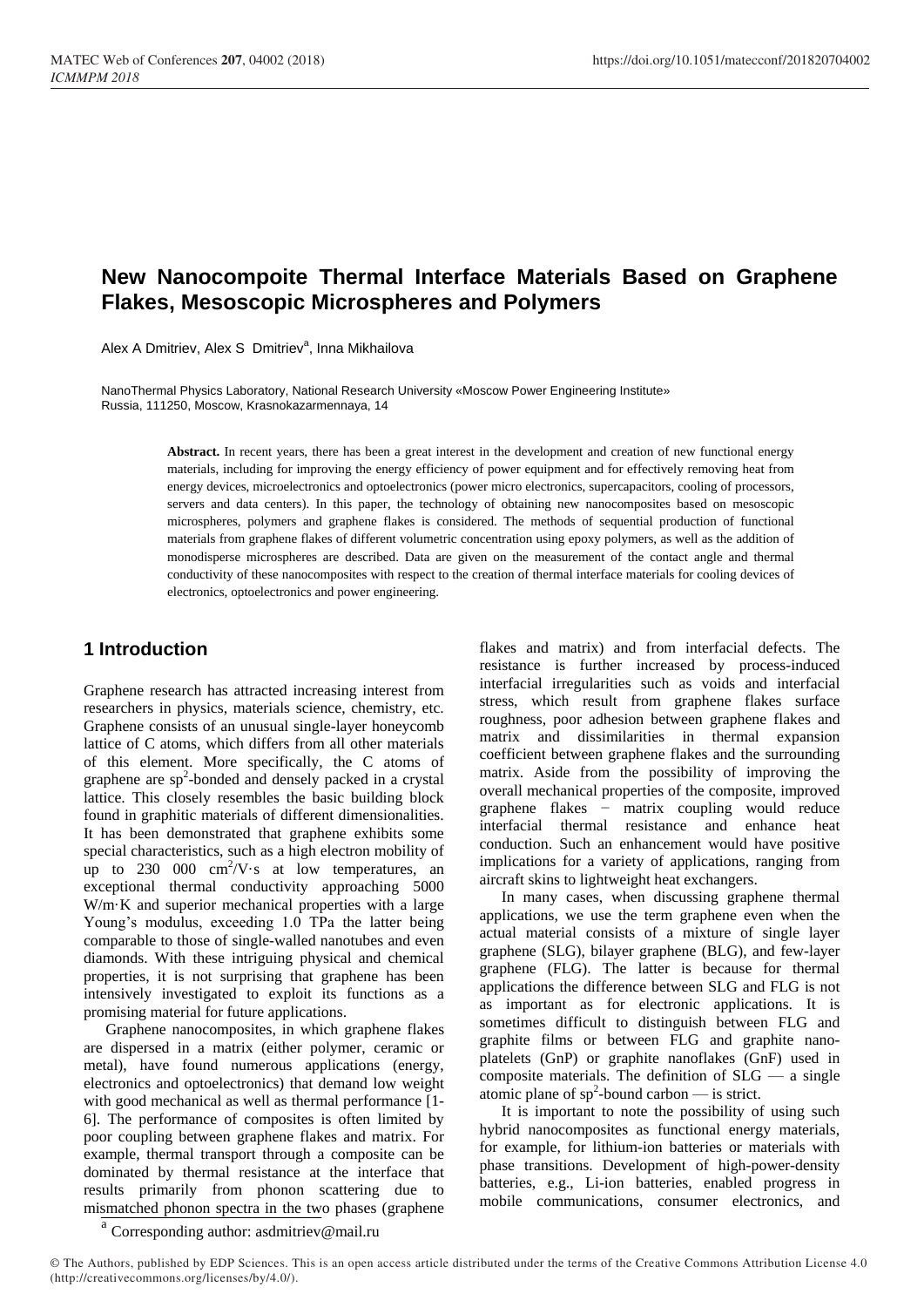# New Nanocompoite Thermal Interface Materials Based on Graphene Flakes, Mesoscopic Microspheres and Polymers

Alex A Dmitriev, Alex S Dmitriev[a], Inna Mikhailova

NanoThermal Physics Laboratory, National Research University «Moscow Power Engineering Institute» Russia, 111250, Moscow, Krasnokazarmennaya, 14

**Abstract.** In recent years, there has been a great interest in the development and creation of new functional energy materials, including for improving the energy efficiency of power equipment and for effectively removing heat from energy devices, microelectronics and optoelectronics (power micro electronics, supercapacitors, cooling of processors, servers and data centers). In this paper, the technology of obtaining new nanocomposites based on mesoscopic microspheres, polymers and graphene flakes is considered. The methods of sequential production of functional materials from graphene flakes of different volumetric concentration using epoxy polymers, as well as the addition of monodisperse microspheres are described. Data are given on the measurement of the contact angle and thermal conductivity of these nanocomposites with respect to the creation of thermal interface materials for cooling devices of electronics, optoelectronics and power engineering.

## 1 Introduction

Graphene research has attracted increasing interest from researchers in physics, materials science, chemistry, etc. Graphene consists of an unusual single-layer honeycomb lattice of C atoms, which differs from all other materials of this element. More specifically, the C atoms of graphene are $sp^2$-bonded and densely packed in a crystal lattice. This closely resembles the basic building block found in graphitic materials of different dimensionalities. It has been demonstrated that graphene exhibits some special characteristics, such as a high electron mobility of up to 230 000 $cm^2/V \cdot s$ at low temperatures, an exceptional thermal conductivity approaching 5000 $W/m \cdot K$ and superior mechanical properties with a large Young's modulus, exceeding 1.0 TPa the latter being comparable to those of single-walled nanotubes and even diamonds. With these intriguing physical and chemical properties, it is not surprising that graphene has been intensively investigated to exploit its functions as a promising material for future applications.

Graphene nanocomposites, in which graphene flakes are dispersed in a matrix (either polymer, ceramic or metal), have found numerous applications (energy, electronics and optoelectronics) that demand low weight with good mechanical as well as thermal performance [1-6]. The performance of composites is often limited by poor coupling between graphene flakes and matrix. For example, thermal transport through a composite can be dominated by thermal resistance at the interface that results primarily from phonon scattering due to mismatched phonon spectra in the two phases (graphene flakes and matrix) and from interfacial defects. The resistance is further increased by process-induced interfacial irregularities such as voids and interfacial stress, which result from graphene flakes surface roughness, poor adhesion between graphene flakes and matrix and dissimilarities in thermal expansion coefficient between graphene flakes and the surrounding matrix. Aside from the possibility of improving the overall mechanical properties of the composite, improved graphene flakes − matrix coupling would reduce interfacial thermal resistance and enhance heat conduction. Such an enhancement would have positive implications for a variety of applications, ranging from aircraft skins to lightweight heat exchangers.

In many cases, when discussing graphene thermal applications, we use the term graphene even when the actual material consists of a mixture of single layer graphene (SLG), bilayer graphene (BLG), and few-layer graphene (FLG). The latter is because for thermal applications the difference between SLG and FLG is not as important as for electronic applications. It is sometimes difficult to distinguish between FLG and graphite films or between FLG and graphite nano-platelets (GnP) or graphite nanoflakes (GnF) used in composite materials. The definition of SLG — a single atomic plane of $sp^2$-bound carbon — is strict.

It is important to note the possibility of using such hybrid nanocomposites as functional energy materials, for example, for lithium-ion batteries or materials with phase transitions. Development of high-power-density batteries, e.g., Li-ion batteries, enabled progress in mobile communications, consumer electronics, and

[a] Corresponding author: asdmitriev@mail.ru

© The Authors, published by EDP Sciences. This is an open access article distributed under the terms of the Creative Commons Attribution License 4.0 (http://creativecommons.org/licenses/by/4.0/).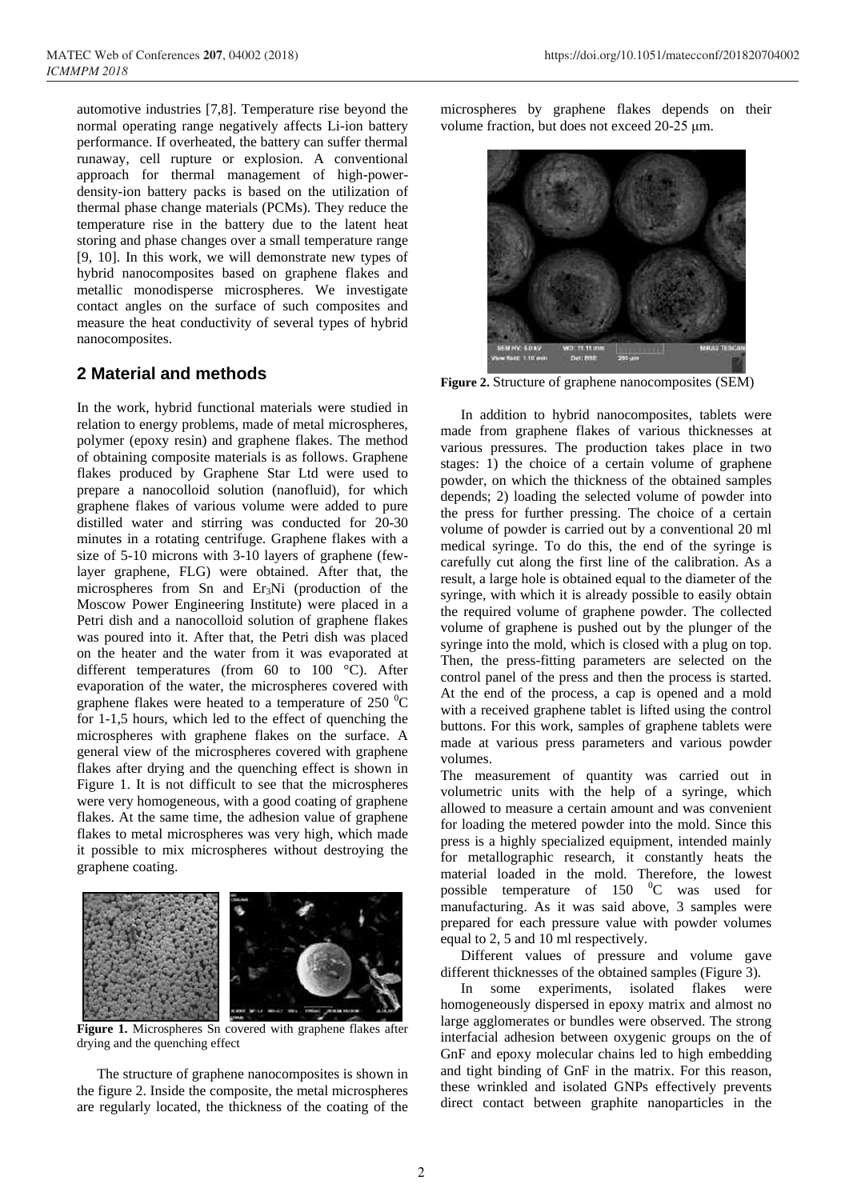automotive industries [7,8]. Temperature rise beyond the normal operating range negatively affects Li-ion battery performance. If overheated, the battery can suffer thermal runaway, cell rupture or explosion. A conventional approach for thermal management of high-power-density-ion battery packs is based on the utilization of thermal phase change materials (PCMs). They reduce the temperature rise in the battery due to the latent heat storing and phase changes over a small temperature range [9, 10]. In this work, we will demonstrate new types of hybrid nanocomposites based on graphene flakes and metallic monodisperse microspheres. We investigate contact angles on the surface of such composites and measure the heat conductivity of several types of hybrid nanocomposites.

## 2 Material and methods

In the work, hybrid functional materials were studied in relation to energy problems, made of metal microspheres, polymer (epoxy resin) and graphene flakes. The method of obtaining composite materials is as follows. Graphene flakes produced by Graphene Star Ltd were used to prepare a nanocolloid solution (nanofluid), for which graphene flakes of various volume were added to pure distilled water and stirring was conducted for 20-30 minutes in a rotating centrifuge. Graphene flakes with a size of 5-10 microns with 3-10 layers of graphene (few-layer graphene, FLG) were obtained. After that, the microspheres from Sn and $Er_3Ni$ (production of the Moscow Power Engineering Institute) were placed in a Petri dish and a nanocolloid solution of graphene flakes was poured into it. After that, the Petri dish was placed on the heater and the water from it was evaporated at different temperatures (from 60 to 100 °C). After evaporation of the water, the microspheres covered with graphene flakes were heated to a temperature of 250 $^0$C for 1-1,5 hours, which led to the effect of quenching the microspheres with graphene flakes on the surface. A general view of the microspheres covered with graphene flakes after drying and the quenching effect is shown in Figure 1. It is not difficult to see that the microspheres were very homogeneous, with a good coating of graphene flakes. At the same time, the adhesion value of graphene flakes to metal microspheres was very high, which made it possible to mix microspheres without destroying the graphene coating.

**Figure 1.** Microspheres Sn covered with graphene flakes after drying and the quenching effect

The structure of graphene nanocomposites is shown in the figure 2. Inside the composite, the metal microspheres are regularly located, the thickness of the coating of the microspheres by graphene flakes depends on their volume fraction, but does not exceed 20-25 μm.

**Figure 2.** Structure of graphene nanocomposites (SEM)

In addition to hybrid nanocomposites, tablets were made from graphene flakes of various thicknesses at various pressures. The production takes place in two stages: 1) the choice of a certain volume of graphene powder, on which the thickness of the obtained samples depends; 2) loading the selected volume of powder into the press for further pressing. The choice of a certain volume of powder is carried out by a conventional 20 ml medical syringe. To do this, the end of the syringe is carefully cut along the first line of the calibration. As a result, a large hole is obtained equal to the diameter of the syringe, with which it is already possible to easily obtain the required volume of graphene powder. The collected volume of graphene is pushed out by the plunger of the syringe into the mold, which is closed with a plug on top. Then, the press-fitting parameters are selected on the control panel of the press and then the process is started. At the end of the process, a cap is opened and a mold with a received graphene tablet is lifted using the control buttons. For this work, samples of graphene tablets were made at various press parameters and various powder volumes.

The measurement of quantity was carried out in volumetric units with the help of a syringe, which allowed to measure a certain amount and was convenient for loading the metered powder into the mold. Since this press is a highly specialized equipment, intended mainly for metallographic research, it constantly heats the material loaded in the mold. Therefore, the lowest possible temperature of 150 $^0$C was used for manufacturing. As it was said above, 3 samples were prepared for each pressure value with powder volumes equal to 2, 5 and 10 ml respectively.

Different values of pressure and volume gave different thicknesses of the obtained samples (Figure 3).

In some experiments, isolated flakes were homogeneously dispersed in epoxy matrix and almost no large agglomerates or bundles were observed. The strong interfacial adhesion between oxygenic groups on the of GnF and epoxy molecular chains led to high embedding and tight binding of GnF in the matrix. For this reason, these wrinkled and isolated GNPs effectively prevents direct contact between graphite nanoparticles in the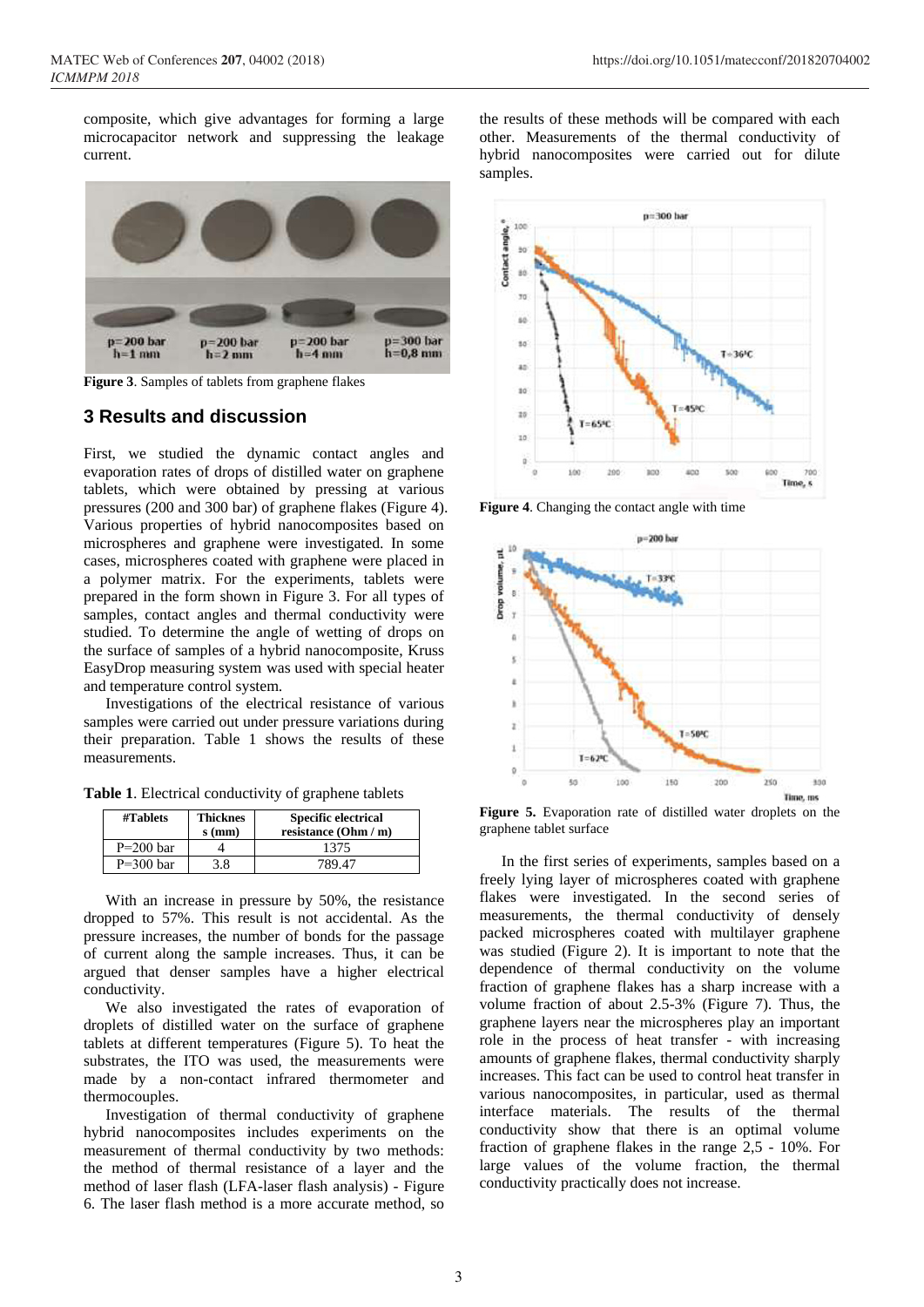composite, which give advantages for forming a large microcapacitor network and suppressing the leakage current.

p=200 bar
h=1 mm

p=200 bar
h=2 mm

p=200 bar
h=4 mm

p=300 bar
h=0,8 mm

**Figure 3**. Samples of tablets from graphene flakes

## 3 Results and discussion

First, we studied the dynamic contact angles and evaporation rates of drops of distilled water on graphene tablets, which were obtained by pressing at various pressures (200 and 300 bar) of graphene flakes (Figure 4). Various properties of hybrid nanocomposites based on microspheres and graphene were investigated. In some cases, microspheres coated with graphene were placed in a polymer matrix. For the experiments, tablets were prepared in the form shown in Figure 3. For all types of samples, contact angles and thermal conductivity were studied. To determine the angle of wetting of drops on the surface of samples of a hybrid nanocomposite, Kruss EasyDrop measuring system was used with special heater and temperature control system.

Investigations of the electrical resistance of various samples were carried out under pressure variations during their preparation. Table 1 shows the results of these measurements.

**Table 1**. Electrical conductivity of graphene tablets

| #Tablets | Thicknes s (mm) | Specific electrical resistance (Ohm / m) |
|---|---|---|
| P=200 bar | 4 | 1375 |
| P=300 bar | 3.8 | 789.47 |

With an increase in pressure by 50%, the resistance dropped to 57%. This result is not accidental. As the pressure increases, the number of bonds for the passage of current along the sample increases. Thus, it can be argued that denser samples have a higher electrical conductivity.

We also investigated the rates of evaporation of droplets of distilled water on the surface of graphene tablets at different temperatures (Figure 5). To heat the substrates, the ITO was used, the measurements were made by a non-contact infrared thermometer and thermocouples.

Investigation of thermal conductivity of graphene hybrid nanocomposites includes experiments on the measurement of thermal conductivity by two methods: the method of thermal resistance of a layer and the method of laser flash (LFA-laser flash analysis) - Figure 6. The laser flash method is a more accurate method, so the results of these methods will be compared with each other. Measurements of the thermal conductivity of hybrid nanocomposites were carried out for dilute samples.

p=300 bar

Contact angle, °

Time, s

T=36°C

T=45°C

T=65°C

**Figure 4**. Changing the contact angle with time

p=200 bar

Drop volume, μL

Time, ms

T=33°C

T=50°C

T=62°C

**Figure 5.** Evaporation rate of distilled water droplets on the graphene tablet surface

In the first series of experiments, samples based on a freely lying layer of microspheres coated with graphene flakes were investigated. In the second series of measurements, the thermal conductivity of densely packed microspheres coated with multilayer graphene was studied (Figure 2). It is important to note that the dependence of thermal conductivity on the volume fraction of graphene flakes has a sharp increase with a volume fraction of about 2.5-3% (Figure 7). Thus, the graphene layers near the microspheres play an important role in the process of heat transfer - with increasing amounts of graphene flakes, thermal conductivity sharply increases. This fact can be used to control heat transfer in various nanocomposites, in particular, used as thermal interface materials. The results of the thermal conductivity show that there is an optimal volume fraction of graphene flakes in the range 2,5 - 10%. For large values of the volume fraction, the thermal conductivity practically does not increase.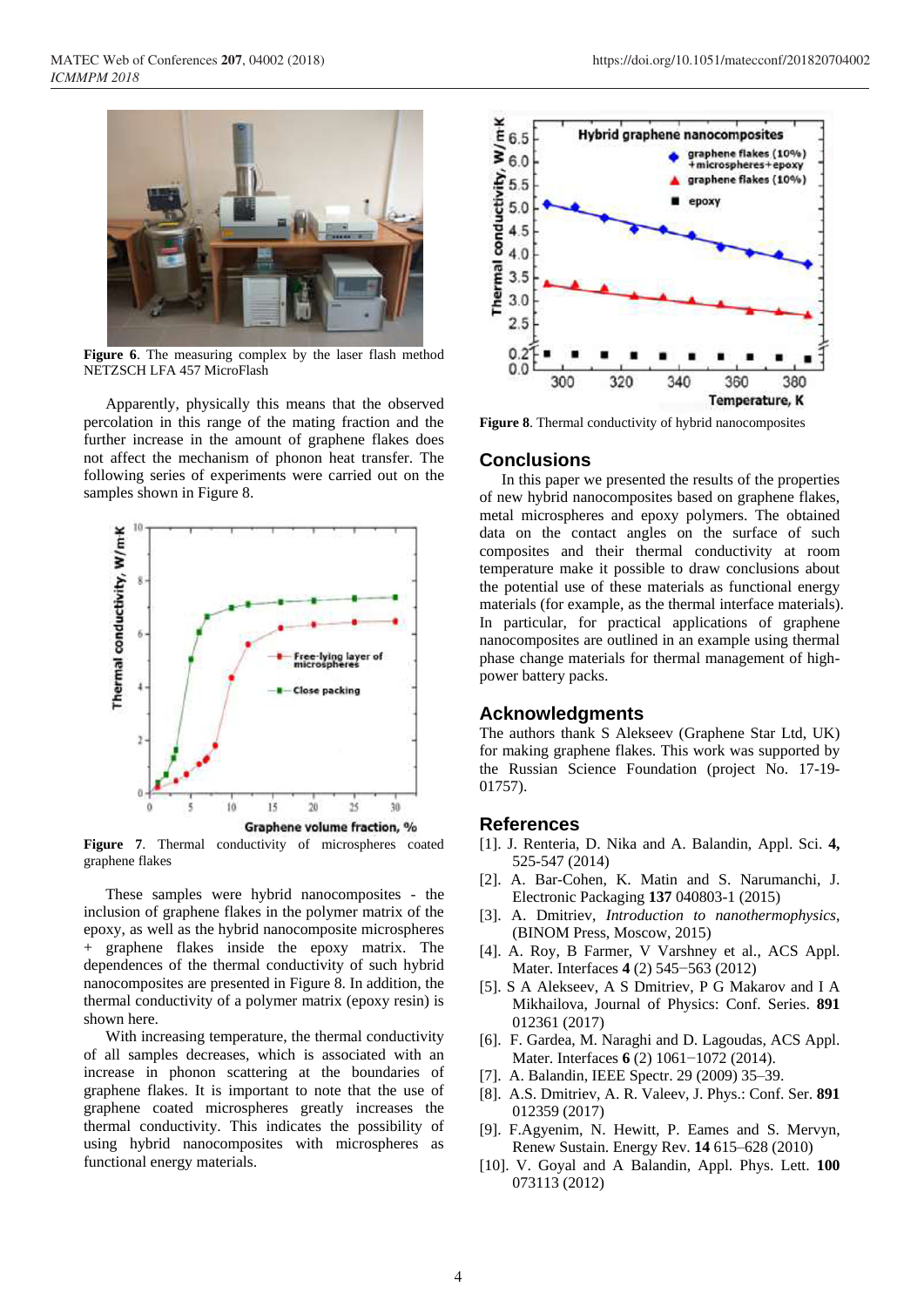Figure 6. The measuring complex by the laser flash method NETZSCH LFA 457 MicroFlash

Apparently, physically this means that the observed percolation in this range of the mating fraction and the further increase in the amount of graphene flakes does not affect the mechanism of phonon heat transfer. The following series of experiments were carried out on the samples shown in Figure 8.

Thermal conductivity, W/m·K
10
8
6
4
2
0
0 5 10 15 20 25 30
Graphene volume fraction, %
Free-lying layer of microspheres
Close packing

Figure 7. Thermal conductivity of microspheres coated graphene flakes

These samples were hybrid nanocomposites - the inclusion of graphene flakes in the polymer matrix of the epoxy, as well as the hybrid nanocomposite microspheres + graphene flakes inside the epoxy matrix. The dependences of the thermal conductivity of such hybrid nanocomposites are presented in Figure 8. In addition, the thermal conductivity of a polymer matrix (epoxy resin) is shown here.

With increasing temperature, the thermal conductivity of all samples decreases, which is associated with an increase in phonon scattering at the boundaries of graphene flakes. It is important to note that the use of graphene coated microspheres greatly increases the thermal conductivity. This indicates the possibility of using hybrid nanocomposites with microspheres as functional energy materials.

Hybrid graphene nanocomposites
graphene flakes (10%) +microspheres+epoxy
graphene flakes (10%)
epoxy
Thermal conductivity, W/m·K
6.5
6.0
5.5
5.0
4.5
4.0
3.5
3.0
2.5
0.2
0.0
300 320 340 360 380
Temperature, K

Figure 8. Thermal conductivity of hybrid nanocomposites

## Conclusions

In this paper we presented the results of the properties of new hybrid nanocomposites based on graphene flakes, metal microspheres and epoxy polymers. The obtained data on the contact angles on the surface of such composites and their thermal conductivity at room temperature make it possible to draw conclusions about the potential use of these materials as functional energy materials (for example, as the thermal interface materials). In particular, for practical applications of graphene nanocomposites are outlined in an example using thermal phase change materials for thermal management of high-power battery packs.

## Acknowledgments

The authors thank S Alekseev (Graphene Star Ltd, UK) for making graphene flakes. This work was supported by the Russian Science Foundation (project No. 17-19-01757).

## References

[1]. J. Renteria, D. Nika and A. Balandin, Appl. Sci. **4,** 525-547 (2014)

[2]. A. Bar-Cohen, K. Matin and S. Narumanchi, J. Electronic Packaging **137** 040803-1 (2015)

[3]. A. Dmitriev, *Introduction to nanothermophysics*, (BINOM Press, Moscow, 2015)

[4]. A. Roy, B Farmer, V Varshney et al., ACS Appl. Mater. Interfaces **4** (2) 545−563 (2012)

[5]. S A Alekseev, A S Dmitriev, P G Makarov and I A Mikhailova, Journal of Physics: Conf. Series. **891** 012361 (2017)

[6]. F. Gardea, M. Naraghi and D. Lagoudas, ACS Appl. Mater. Interfaces **6** (2) 1061−1072 (2014).

[7]. A. Balandin, IEEE Spectr. 29 (2009) 35–39.

[8]. A.S. Dmitriev, A. R. Valeev, J. Phys.: Conf. Ser. **891** 012359 (2017)

[9]. F.Agyenim, N. Hewitt, P. Eames and S. Mervyn, Renew Sustain. Energy Rev. **14** 615–628 (2010)

[10]. V. Goyal and A Balandin, Appl. Phys. Lett. **100** 073113 (2012)